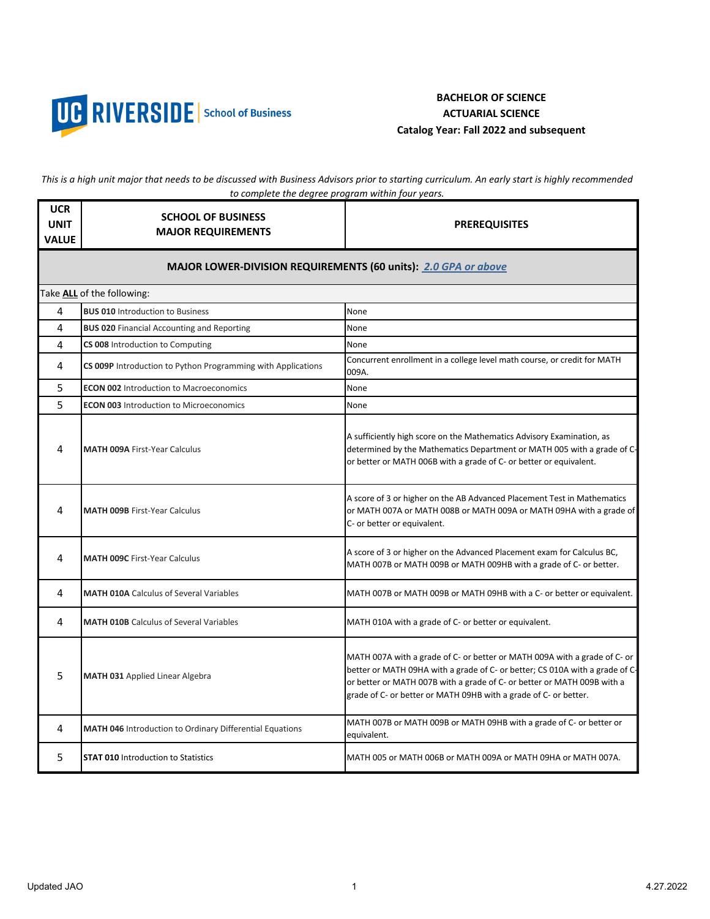UC RIVERSIDE | School of Business

**BACHELOR OF SCIENCE**
**ACTUARIAL SCIENCE**
**Catalog Year: Fall 2022 and subsequent**

*This is a high unit major that needs to be discussed with Business Advisors prior to starting curriculum. An early start is highly recommended to complete the degree program within four years.*

| UCR UNIT VALUE | SCHOOL OF BUSINESS MAJOR REQUIREMENTS | PREREQUISITES |
|---|---|---|
| **MAJOR LOWER-DIVISION REQUIREMENTS (60 units): 2.0 GPA or above** | | |
| Take **ALL** of the following: | | |
| 4 | **BUS 010** Introduction to Business | None |
| 4 | **BUS 020** Financial Accounting and Reporting | None |
| 4 | **CS 008** Introduction to Computing | None |
| 4 | **CS 009P** Introduction to Python Programming with Applications | Concurrent enrollment in a college level math course, or credit for MATH 009A. |
| 5 | **ECON 002** Introduction to Macroeconomics | None |
| 5 | **ECON 003** Introduction to Microeconomics | None |
| 4 | **MATH 009A** First-Year Calculus | A sufficiently high score on the Mathematics Advisory Examination, as determined by the Mathematics Department or MATH 005 with a grade of C- or better or MATH 006B with a grade of C- or better or equivalent. |
| 4 | **MATH 009B** First-Year Calculus | A score of 3 or higher on the AB Advanced Placement Test in Mathematics or MATH 007A or MATH 008B or MATH 009A or MATH 09HA with a grade of C- or better or equivalent. |
| 4 | **MATH 009C** First-Year Calculus | A score of 3 or higher on the Advanced Placement exam for Calculus BC, MATH 007B or MATH 009B or MATH 009HB with a grade of C- or better. |
| 4 | **MATH 010A** Calculus of Several Variables | MATH 007B or MATH 009B or MATH 09HB with a C- or better or equivalent. |
| 4 | **MATH 010B** Calculus of Several Variables | MATH 010A with a grade of C- or better or equivalent. |
| 5 | **MATH 031** Applied Linear Algebra | MATH 007A with a grade of C- or better or MATH 009A with a grade of C- or better or MATH 09HA with a grade of C- or better; CS 010A with a grade of C- or better or MATH 007B with a grade of C- or better or MATH 009B with a grade of C- or better or MATH 09HB with a grade of C- or better. |
| 4 | **MATH 046** Introduction to Ordinary Differential Equations | MATH 007B or MATH 009B or MATH 09HB with a grade of C- or better or equivalent. |
| 5 | **STAT 010** Introduction to Statistics | MATH 005 or MATH 006B or MATH 009A or MATH 09HA or MATH 007A. |

Updated JAO 4.27.2022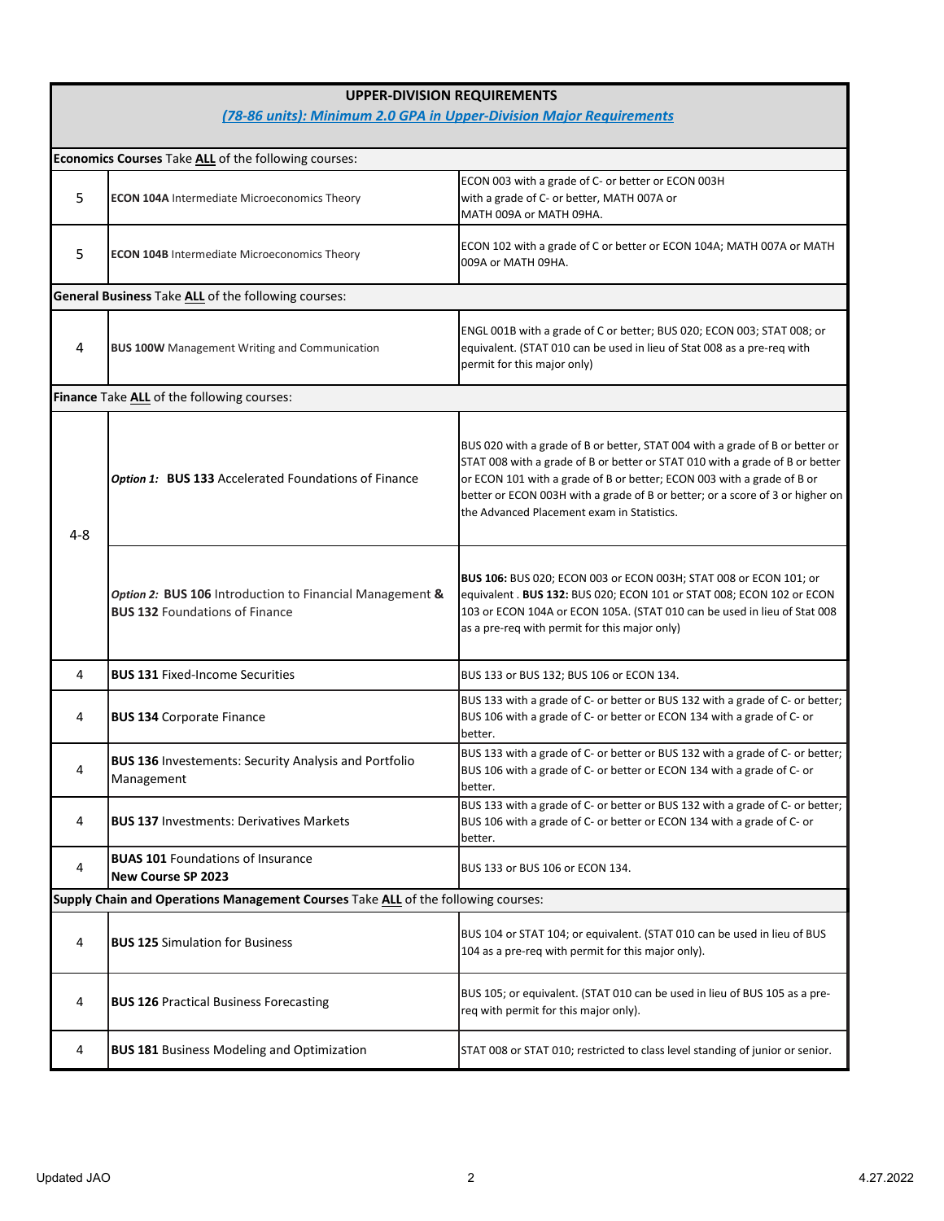| UPPER-DIVISION REQUIREMENTS *(78-86 units): Minimum 2.0 GPA in Upper-Division Major Requirements* | | |
|---|---|---|
| **Economics Courses** Take **ALL** of the following courses: | | |
| 5 | **ECON 104A** Intermediate Microeconomics Theory | ECON 003 with a grade of C- or better or ECON 003H with a grade of C- or better, MATH 007A or MATH 009A or MATH 09HA. |
| 5 | **ECON 104B** Intermediate Microeconomics Theory | ECON 102 with a grade of C or better or ECON 104A; MATH 007A or MATH 009A or MATH 09HA. |
| **General Business** Take **ALL** of the following courses: | | |
| 4 | **BUS 100W** Management Writing and Communication | ENGL 001B with a grade of C or better; BUS 020; ECON 003; STAT 008; or equivalent. (STAT 010 can be used in lieu of Stat 008 as a pre-req with permit for this major only) |
| **Finance** Take **ALL** of the following courses: | | |
| 4-8 | ***Option 1:*** **BUS 133** Accelerated Foundations of Finance | BUS 020 with a grade of B or better, STAT 004 with a grade of B or better or STAT 008 with a grade of B or better or STAT 010 with a grade of B or better or ECON 101 with a grade of B or better; ECON 003 with a grade of B or better or ECON 003H with a grade of B or better; or a score of 3 or higher on the Advanced Placement exam in Statistics. |
| | ***Option 2:*** **BUS 106** Introduction to Financial Management **&** **BUS 132** Foundations of Finance | **BUS 106:** BUS 020; ECON 003 or ECON 003H; STAT 008 or ECON 101; or equivalent . **BUS 132:** BUS 020; ECON 101 or STAT 008; ECON 102 or ECON 103 or ECON 104A or ECON 105A. (STAT 010 can be used in lieu of Stat 008 as a pre-req with permit for this major only) |
| 4 | **BUS 131** Fixed-Income Securities | BUS 133 or BUS 132; BUS 106 or ECON 134. |
| 4 | **BUS 134** Corporate Finance | BUS 133 with a grade of C- or better or BUS 132 with a grade of C- or better; BUS 106 with a grade of C- or better or ECON 134 with a grade of C- or better. |
| 4 | **BUS 136** Investements: Security Analysis and Portfolio Management | BUS 133 with a grade of C- or better or BUS 132 with a grade of C- or better; BUS 106 with a grade of C- or better or ECON 134 with a grade of C- or better. |
| 4 | **BUS 137** Investments: Derivatives Markets | BUS 133 with a grade of C- or better or BUS 132 with a grade of C- or better; BUS 106 with a grade of C- or better or ECON 134 with a grade of C- or better. |
| 4 | **BUAS 101** Foundations of Insurance **New Course SP 2023** | BUS 133 or BUS 106 or ECON 134. |
| **Supply Chain and Operations Management Courses** Take **ALL** of the following courses: | | |
| 4 | **BUS 125** Simulation for Business | BUS 104 or STAT 104; or equivalent. (STAT 010 can be used in lieu of BUS 104 as a pre-req with permit for this major only). |
| 4 | **BUS 126** Practical Business Forecasting | BUS 105; or equivalent. (STAT 010 can be used in lieu of BUS 105 as a pre-req with permit for this major only). |
| 4 | **BUS 181** Business Modeling and Optimization | STAT 008 or STAT 010; restricted to class level standing of junior or senior. |

Updated JAO 4.27.2022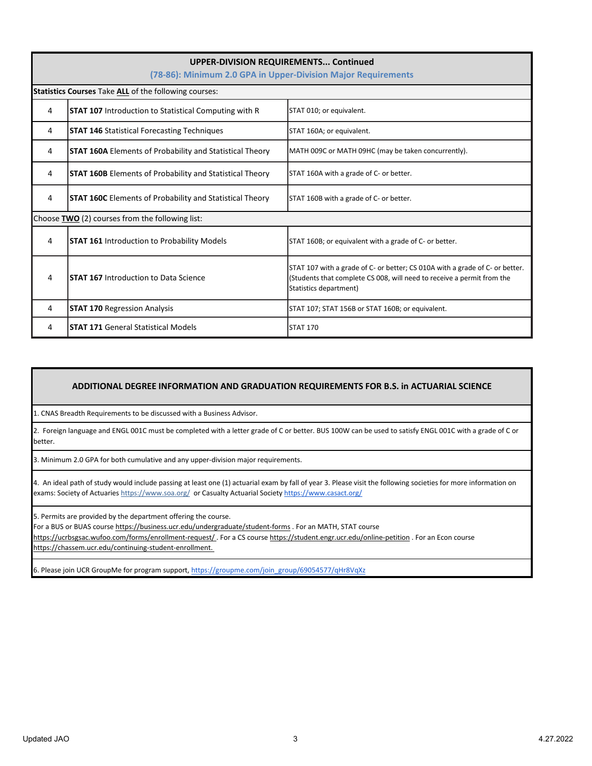## UPPER-DIVISION REQUIREMENTS... Continued

**(78-86): Minimum 2.0 GPA in Upper-Division Major Requirements**

| Units | Course | Prerequisites |
|---|---|---|
| **Statistics Courses** Take **ALL** of the following courses: | | |
| 4 | **STAT 107** Introduction to Statistical Computing with R | STAT 010; or equivalent. |
| 4 | **STAT 146** Statistical Forecasting Techniques | STAT 160A; or equivalent. |
| 4 | **STAT 160A** Elements of Probability and Statistical Theory | MATH 009C or MATH 09HC (may be taken concurrently). |
| 4 | **STAT 160B** Elements of Probability and Statistical Theory | STAT 160A with a grade of C- or better. |
| 4 | **STAT 160C** Elements of Probability and Statistical Theory | STAT 160B with a grade of C- or better. |
| Choose **TWO** (2) courses from the following list: | | |
| 4 | **STAT 161** Introduction to Probability Models | STAT 160B; or equivalent with a grade of C- or better. |
| 4 | **STAT 167** Introduction to Data Science | STAT 107 with a grade of C- or better; CS 010A with a grade of C- or better. (Students that complete CS 008, will need to receive a permit from the Statistics department) |
| 4 | **STAT 170** Regression Analysis | STAT 107; STAT 156B or STAT 160B; or equivalent. |
| 4 | **STAT 171** General Statistical Models | STAT 170 |

## ADDITIONAL DEGREE INFORMATION AND GRADUATION REQUIREMENTS FOR B.S. in ACTUARIAL SCIENCE

1. CNAS Breadth Requirements to be discussed with a Business Advisor.

2. Foreign language and ENGL 001C must be completed with a letter grade of C or better. BUS 100W can be used to satisfy ENGL 001C with a grade of C or better.

3. Minimum 2.0 GPA for both cumulative and any upper-division major requirements.

4. An ideal path of study would include passing at least one (1) actuarial exam by fall of year 3. Please visit the following societies for more information on exams: Society of Actuaries https://www.soa.org/ or Casualty Actuarial Society https://www.casact.org/

5. Permits are provided by the department offering the course.
For a BUS or BUAS course https://business.ucr.edu/undergraduate/student-forms . For an MATH, STAT course https://ucrbsgsac.wufoo.com/forms/enrollment-request/ . For a CS course https://student.engr.ucr.edu/online-petition . For an Econ course https://chassem.ucr.edu/continuing-student-enrollment.

6. Please join UCR GroupMe for program support, https://groupme.com/join_group/69054577/qHr8VqXz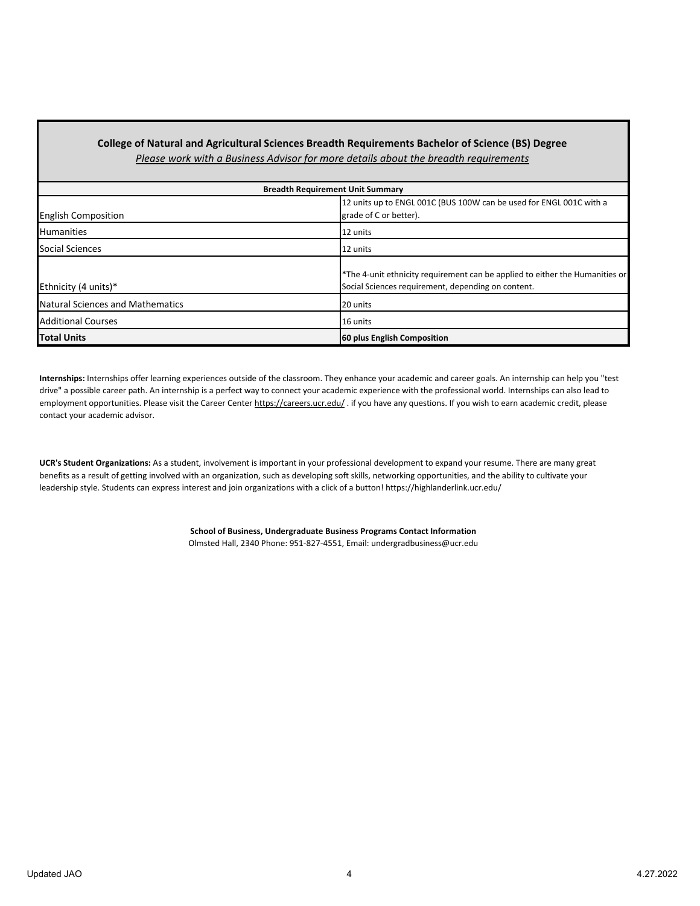## College of Natural and Agricultural Sciences Breadth Requirements Bachelor of Science (BS) Degree

*Please work with a Business Advisor for more details about the breadth requirements*

| Breadth Requirement Unit Summary | |
|---|---|
| English Composition | 12 units up to ENGL 001C (BUS 100W can be used for ENGL 001C with a grade of C or better). |
| Humanities | 12 units |
| Social Sciences | 12 units |
| Ethnicity (4 units)* | *The 4-unit ethnicity requirement can be applied to either the Humanities or Social Sciences requirement, depending on content. |
| Natural Sciences and Mathematics | 20 units |
| Additional Courses | 16 units |
| **Total Units** | **60 plus English Composition** |

**Internships:** Internships offer learning experiences outside of the classroom. They enhance your academic and career goals. An internship can help you "test drive" a possible career path. An internship is a perfect way to connect your academic experience with the professional world. Internships can also lead to employment opportunities. Please visit the Career Center https://careers.ucr.edu/ . if you have any questions. If you wish to earn academic credit, please contact your academic advisor.

**UCR's Student Organizations:** As a student, involvement is important in your professional development to expand your resume. There are many great benefits as a result of getting involved with an organization, such as developing soft skills, networking opportunities, and the ability to cultivate your leadership style. Students can express interest and join organizations with a click of a button! https://highlanderlink.ucr.edu/

**School of Business, Undergraduate Business Programs Contact Information**
Olmsted Hall, 2340 Phone: 951-827-4551, Email: undergradbusiness@ucr.edu

Updated JAO — 4.27.2022